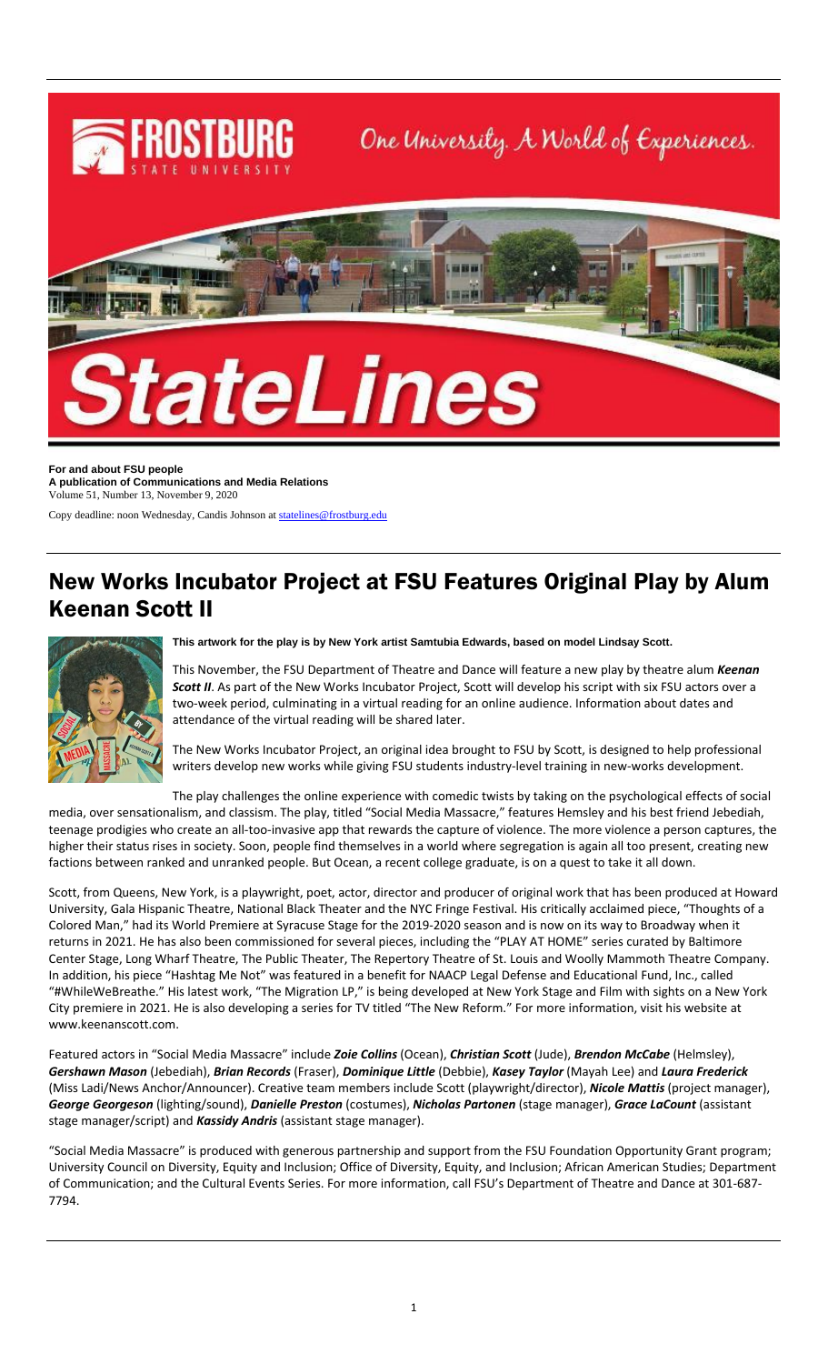# StateLines

**For and about FSU people**
**A publication of Communications and Media Relations**
Volume 51, Number 13, November 9, 2020

Copy deadline: noon Wednesday, Candis Johnson at statelines@frostburg.edu

## New Works Incubator Project at FSU Features Original Play by Alum Keenan Scott II

**This artwork for the play is by New York artist Samtubia Edwards, based on model Lindsay Scott.**

This November, the FSU Department of Theatre and Dance will feature a new play by theatre alum ***Keenan Scott II***. As part of the New Works Incubator Project, Scott will develop his script with six FSU actors over a two-week period, culminating in a virtual reading for an online audience. Information about dates and attendance of the virtual reading will be shared later.

The New Works Incubator Project, an original idea brought to FSU by Scott, is designed to help professional writers develop new works while giving FSU students industry-level training in new-works development.

The play challenges the online experience with comedic twists by taking on the psychological effects of social media, over sensationalism, and classism. The play, titled "Social Media Massacre," features Hemsley and his best friend Jebediah, teenage prodigies who create an all-too-invasive app that rewards the capture of violence. The more violence a person captures, the higher their status rises in society. Soon, people find themselves in a world where segregation is again all too present, creating new factions between ranked and unranked people. But Ocean, a recent college graduate, is on a quest to take it all down.

Scott, from Queens, New York, is a playwright, poet, actor, director and producer of original work that has been produced at Howard University, Gala Hispanic Theatre, National Black Theater and the NYC Fringe Festival. His critically acclaimed piece, "Thoughts of a Colored Man," had its World Premiere at Syracuse Stage for the 2019-2020 season and is now on its way to Broadway when it returns in 2021. He has also been commissioned for several pieces, including the "PLAY AT HOME" series curated by Baltimore Center Stage, Long Wharf Theatre, The Public Theater, The Repertory Theatre of St. Louis and Woolly Mammoth Theatre Company. In addition, his piece "Hashtag Me Not" was featured in a benefit for NAACP Legal Defense and Educational Fund, Inc., called "#WhileWeBreathe." His latest work, "The Migration LP," is being developed at New York Stage and Film with sights on a New York City premiere in 2021. He is also developing a series for TV titled "The New Reform." For more information, visit his website at www.keenanscott.com.

Featured actors in "Social Media Massacre" include ***Zoie Collins*** (Ocean), ***Christian Scott*** (Jude), ***Brendon McCabe*** (Helmsley), ***Gershawn Mason*** (Jebediah), ***Brian Records*** (Fraser), ***Dominique Little*** (Debbie), ***Kasey Taylor*** (Mayah Lee) and ***Laura Frederick*** (Miss Ladi/News Anchor/Announcer). Creative team members include Scott (playwright/director), ***Nicole Mattis*** (project manager), ***George Georgeson*** (lighting/sound), ***Danielle Preston*** (costumes), ***Nicholas Partonen*** (stage manager), ***Grace LaCount*** (assistant stage manager/script) and ***Kassidy Andris*** (assistant stage manager).

"Social Media Massacre" is produced with generous partnership and support from the FSU Foundation Opportunity Grant program; University Council on Diversity, Equity and Inclusion; Office of Diversity, Equity, and Inclusion; African American Studies; Department of Communication; and the Cultural Events Series. For more information, call FSU's Department of Theatre and Dance at 301-687-7794.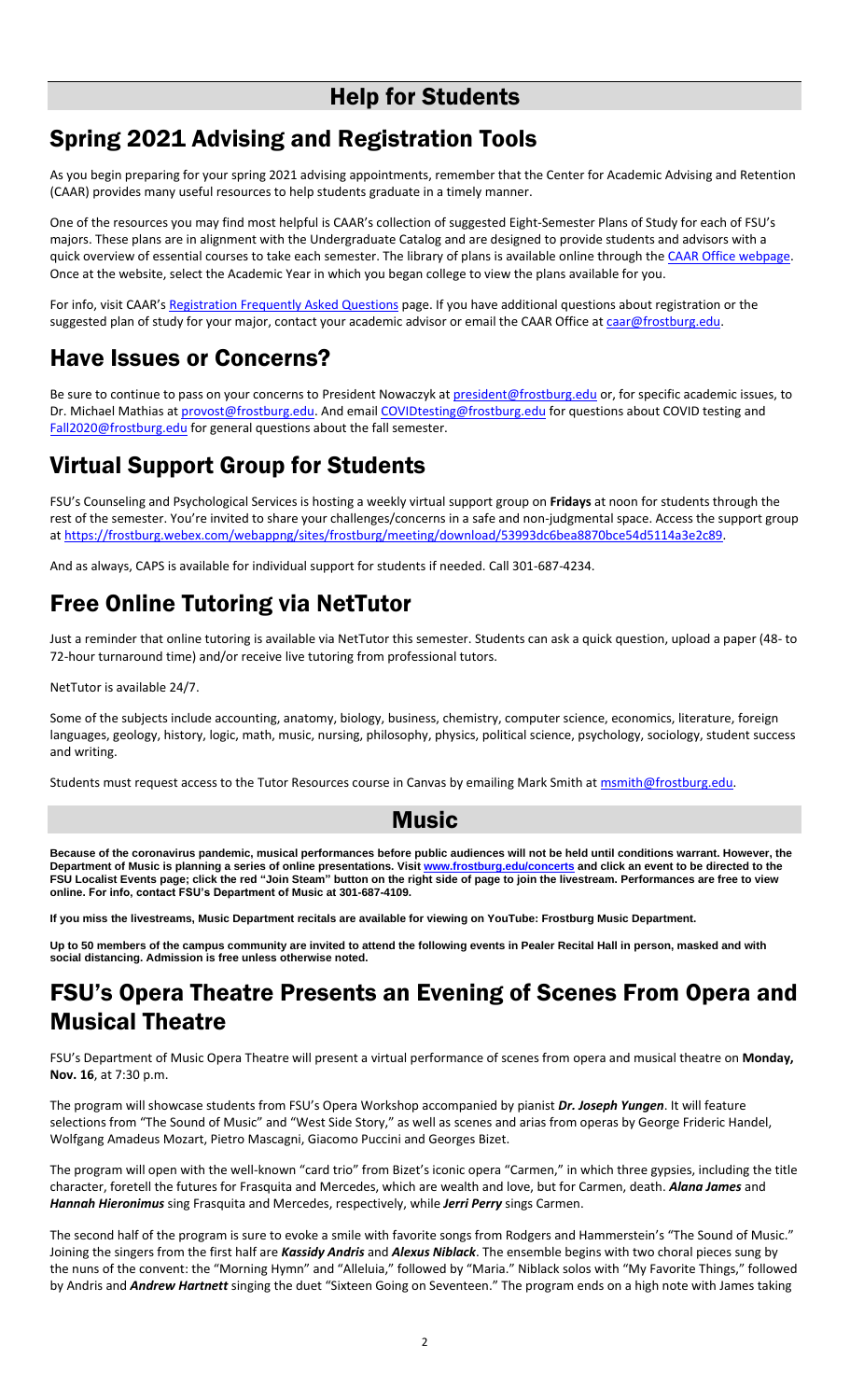# Help for Students

## Spring 2021 Advising and Registration Tools

As you begin preparing for your spring 2021 advising appointments, remember that the Center for Academic Advising and Retention (CAAR) provides many useful resources to help students graduate in a timely manner.

One of the resources you may find most helpful is CAAR's collection of suggested Eight-Semester Plans of Study for each of FSU's majors. These plans are in alignment with the Undergraduate Catalog and are designed to provide students and advisors with a quick overview of essential courses to take each semester. The library of plans is available online through the CAAR Office webpage. Once at the website, select the Academic Year in which you began college to view the plans available for you.

For info, visit CAAR's Registration Frequently Asked Questions page. If you have additional questions about registration or the suggested plan of study for your major, contact your academic advisor or email the CAAR Office at caar@frostburg.edu.

## Have Issues or Concerns?

Be sure to continue to pass on your concerns to President Nowaczyk at president@frostburg.edu or, for specific academic issues, to Dr. Michael Mathias at provost@frostburg.edu. And email COVIDtesting@frostburg.edu for questions about COVID testing and Fall2020@frostburg.edu for general questions about the fall semester.

## Virtual Support Group for Students

FSU's Counseling and Psychological Services is hosting a weekly virtual support group on **Fridays** at noon for students through the rest of the semester. You're invited to share your challenges/concerns in a safe and non-judgmental space. Access the support group at https://frostburg.webex.com/webappng/sites/frostburg/meeting/download/53993dc6bea8870bce54d5114a3e2c89.

And as always, CAPS is available for individual support for students if needed. Call 301-687-4234.

## Free Online Tutoring via NetTutor

Just a reminder that online tutoring is available via NetTutor this semester. Students can ask a quick question, upload a paper (48- to 72-hour turnaround time) and/or receive live tutoring from professional tutors.

NetTutor is available 24/7.

Some of the subjects include accounting, anatomy, biology, business, chemistry, computer science, economics, literature, foreign languages, geology, history, logic, math, music, nursing, philosophy, physics, political science, psychology, sociology, student success and writing.

Students must request access to the Tutor Resources course in Canvas by emailing Mark Smith at msmith@frostburg.edu.

# Music

**Because of the coronavirus pandemic, musical performances before public audiences will not be held until conditions warrant. However, the Department of Music is planning a series of online presentations. Visit www.frostburg.edu/concerts and click an event to be directed to the FSU Localist Events page; click the red "Join Steam" button on the right side of page to join the livestream. Performances are free to view online. For info, contact FSU's Department of Music at 301-687-4109.**

**If you miss the livestreams, Music Department recitals are available for viewing on YouTube: Frostburg Music Department.**

**Up to 50 members of the campus community are invited to attend the following events in Pealer Recital Hall in person, masked and with social distancing. Admission is free unless otherwise noted.**

## FSU's Opera Theatre Presents an Evening of Scenes From Opera and Musical Theatre

FSU's Department of Music Opera Theatre will present a virtual performance of scenes from opera and musical theatre on **Monday, Nov. 16**, at 7:30 p.m.

The program will showcase students from FSU's Opera Workshop accompanied by pianist ***Dr. Joseph Yungen***. It will feature selections from "The Sound of Music" and "West Side Story," as well as scenes and arias from operas by George Frideric Handel, Wolfgang Amadeus Mozart, Pietro Mascagni, Giacomo Puccini and Georges Bizet.

The program will open with the well-known "card trio" from Bizet's iconic opera "Carmen," in which three gypsies, including the title character, foretell the futures for Frasquita and Mercedes, which are wealth and love, but for Carmen, death. ***Alana James*** and ***Hannah Hieronimus*** sing Frasquita and Mercedes, respectively, while ***Jerri Perry*** sings Carmen.

The second half of the program is sure to evoke a smile with favorite songs from Rodgers and Hammerstein's "The Sound of Music." Joining the singers from the first half are ***Kassidy Andris*** and ***Alexus Niblack***. The ensemble begins with two choral pieces sung by the nuns of the convent: the "Morning Hymn" and "Alleluia," followed by "Maria." Niblack solos with "My Favorite Things," followed by Andris and ***Andrew Hartnett*** singing the duet "Sixteen Going on Seventeen." The program ends on a high note with James taking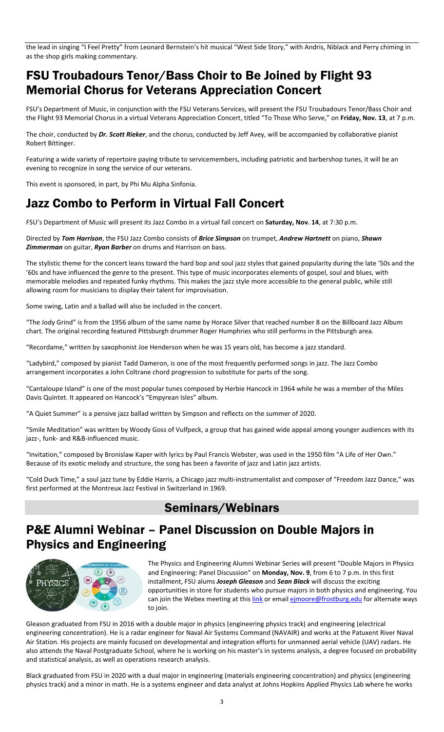the lead in singing "I Feel Pretty" from Leonard Bernstein's hit musical "West Side Story," with Andris, Niblack and Perry chiming in as the shop girls making commentary.

## FSU Troubadours Tenor/Bass Choir to Be Joined by Flight 93 Memorial Chorus for Veterans Appreciation Concert

FSU's Department of Music, in conjunction with the FSU Veterans Services, will present the FSU Troubadours Tenor/Bass Choir and the Flight 93 Memorial Chorus in a virtual Veterans Appreciation Concert, titled "To Those Who Serve," on **Friday, Nov. 13**, at 7 p.m.

The choir, conducted by ***Dr. Scott Rieker***, and the chorus, conducted by Jeff Avey, will be accompanied by collaborative pianist Robert Bittinger.

Featuring a wide variety of repertoire paying tribute to servicemembers, including patriotic and barbershop tunes, it will be an evening to recognize in song the service of our veterans.

This event is sponsored, in part, by Phi Mu Alpha Sinfonia.

## Jazz Combo to Perform in Virtual Fall Concert

FSU's Department of Music will present its Jazz Combo in a virtual fall concert on **Saturday, Nov. 14**, at 7:30 p.m.

Directed by ***Tom Harrison***, the FSU Jazz Combo consists of ***Brice Simpson*** on trumpet, ***Andrew Hartnett*** on piano, ***Shawn Zimmerman*** on guitar, ***Ryan Barber*** on drums and Harrison on bass.

The stylistic theme for the concert leans toward the hard bop and soul jazz styles that gained popularity during the late '50s and the '60s and have influenced the genre to the present. This type of music incorporates elements of gospel, soul and blues, with memorable melodies and repeated funky rhythms. This makes the jazz style more accessible to the general public, while still allowing room for musicians to display their talent for improvisation.

Some swing, Latin and a ballad will also be included in the concert.

"The Jody Grind" is from the 1956 album of the same name by Horace Silver that reached number 8 on the Billboard Jazz Album chart. The original recording featured Pittsburgh drummer Roger Humphries who still performs in the Pittsburgh area.

"Recordame," written by saxophonist Joe Henderson when he was 15 years old, has become a jazz standard.

"Ladybird," composed by pianist Tadd Dameron, is one of the most frequently performed songs in jazz. The Jazz Combo arrangement incorporates a John Coltrane chord progression to substitute for parts of the song.

"Cantaloupe Island" is one of the most popular tunes composed by Herbie Hancock in 1964 while he was a member of the Miles Davis Quintet. It appeared on Hancock's "Empyrean Isles" album.

"A Quiet Summer" is a pensive jazz ballad written by Simpson and reflects on the summer of 2020.

"Smile Meditation" was written by Woody Goss of Vulfpeck, a group that has gained wide appeal among younger audiences with its jazz-, funk- and R&B-influenced music.

"Invitation," composed by Bronislaw Kaper with lyrics by Paul Francis Webster, was used in the 1950 film "A Life of Her Own." Because of its exotic melody and structure, the song has been a favorite of jazz and Latin jazz artists.

"Cold Duck Time," a soul jazz tune by Eddie Harris, a Chicago jazz multi-instrumentalist and composer of "Freedom Jazz Dance," was first performed at the Montreux Jazz Festival in Switzerland in 1969.

# Seminars/Webinars

## P&E Alumni Webinar – Panel Discussion on Double Majors in Physics and Engineering

The Physics and Engineering Alumni Webinar Series will present "Double Majors in Physics and Engineering: Panel Discussion" on **Monday, Nov. 9**, from 6 to 7 p.m. In this first installment, FSU alums ***Joseph Gleason*** and ***Sean Black*** will discuss the exciting opportunities in store for students who pursue majors in both physics and engineering. You can join the Webex meeting at this link or email ejmoore@frostburg.edu for alternate ways to join.

Gleason graduated from FSU in 2016 with a double major in physics (engineering physics track) and engineering (electrical engineering concentration). He is a radar engineer for Naval Air Systems Command (NAVAIR) and works at the Patuxent River Naval Air Station. His projects are mainly focused on developmental and integration efforts for unmanned aerial vehicle (UAV) radars. He also attends the Naval Postgraduate School, where he is working on his master's in systems analysis, a degree focused on probability and statistical analysis, as well as operations research analysis.

Black graduated from FSU in 2020 with a dual major in engineering (materials engineering concentration) and physics (engineering physics track) and a minor in math. He is a systems engineer and data analyst at Johns Hopkins Applied Physics Lab where he works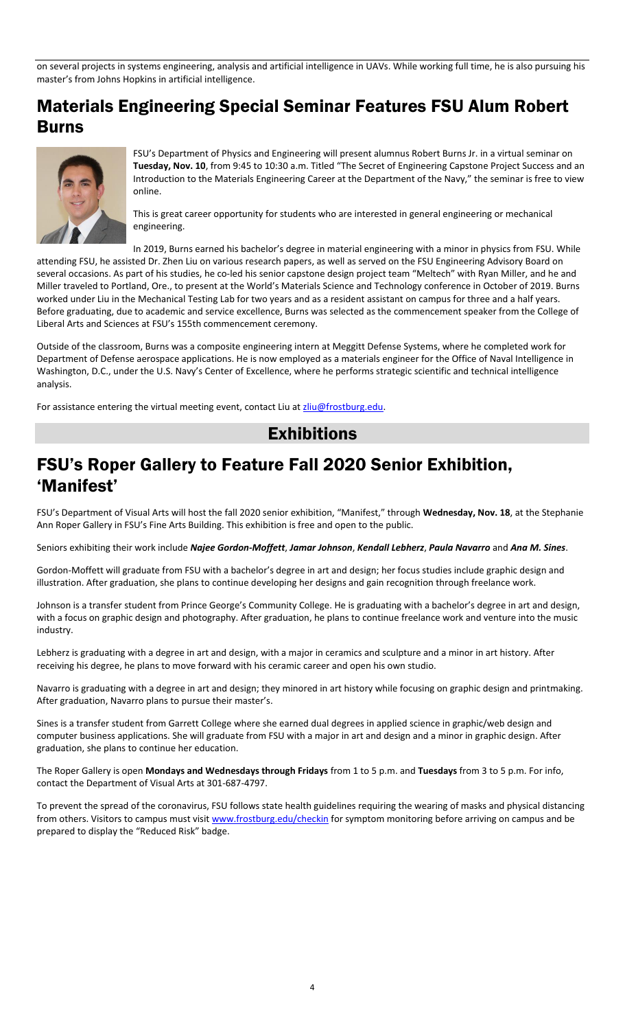on several projects in systems engineering, analysis and artificial intelligence in UAVs. While working full time, he is also pursuing his master's from Johns Hopkins in artificial intelligence.

## Materials Engineering Special Seminar Features FSU Alum Robert Burns

FSU's Department of Physics and Engineering will present alumnus Robert Burns Jr. in a virtual seminar on **Tuesday, Nov. 10**, from 9:45 to 10:30 a.m. Titled "The Secret of Engineering Capstone Project Success and an Introduction to the Materials Engineering Career at the Department of the Navy," the seminar is free to view online.

This is great career opportunity for students who are interested in general engineering or mechanical engineering.

In 2019, Burns earned his bachelor's degree in material engineering with a minor in physics from FSU. While attending FSU, he assisted Dr. Zhen Liu on various research papers, as well as served on the FSU Engineering Advisory Board on several occasions. As part of his studies, he co-led his senior capstone design project team "Meltech" with Ryan Miller, and he and Miller traveled to Portland, Ore., to present at the World's Materials Science and Technology conference in October of 2019. Burns worked under Liu in the Mechanical Testing Lab for two years and as a resident assistant on campus for three and a half years. Before graduating, due to academic and service excellence, Burns was selected as the commencement speaker from the College of Liberal Arts and Sciences at FSU's 155th commencement ceremony.

Outside of the classroom, Burns was a composite engineering intern at Meggitt Defense Systems, where he completed work for Department of Defense aerospace applications. He is now employed as a materials engineer for the Office of Naval Intelligence in Washington, D.C., under the U.S. Navy's Center of Excellence, where he performs strategic scientific and technical intelligence analysis.

For assistance entering the virtual meeting event, contact Liu at zliu@frostburg.edu.

# Exhibitions

## FSU's Roper Gallery to Feature Fall 2020 Senior Exhibition, 'Manifest'

FSU's Department of Visual Arts will host the fall 2020 senior exhibition, "Manifest," through **Wednesday, Nov. 18**, at the Stephanie Ann Roper Gallery in FSU's Fine Arts Building. This exhibition is free and open to the public.

Seniors exhibiting their work include ***Najee Gordon-Moffett***, ***Jamar Johnson***, ***Kendall Lebherz***, ***Paula Navarro*** and ***Ana M. Sines***.

Gordon-Moffett will graduate from FSU with a bachelor's degree in art and design; her focus studies include graphic design and illustration. After graduation, she plans to continue developing her designs and gain recognition through freelance work.

Johnson is a transfer student from Prince George's Community College. He is graduating with a bachelor's degree in art and design, with a focus on graphic design and photography. After graduation, he plans to continue freelance work and venture into the music industry.

Lebherz is graduating with a degree in art and design, with a major in ceramics and sculpture and a minor in art history. After receiving his degree, he plans to move forward with his ceramic career and open his own studio.

Navarro is graduating with a degree in art and design; they minored in art history while focusing on graphic design and printmaking. After graduation, Navarro plans to pursue their master's.

Sines is a transfer student from Garrett College where she earned dual degrees in applied science in graphic/web design and computer business applications. She will graduate from FSU with a major in art and design and a minor in graphic design. After graduation, she plans to continue her education.

The Roper Gallery is open **Mondays and Wednesdays through Fridays** from 1 to 5 p.m. and **Tuesdays** from 3 to 5 p.m. For info, contact the Department of Visual Arts at 301-687-4797.

To prevent the spread of the coronavirus, FSU follows state health guidelines requiring the wearing of masks and physical distancing from others. Visitors to campus must visit www.frostburg.edu/checkin for symptom monitoring before arriving on campus and be prepared to display the "Reduced Risk" badge.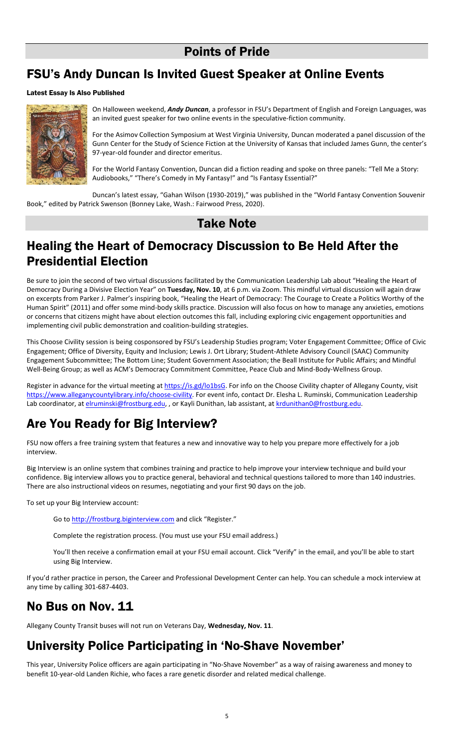# Points of Pride

## FSU's Andy Duncan Is Invited Guest Speaker at Online Events

### Latest Essay Is Also Published

On Halloween weekend, ***Andy Duncan***, a professor in FSU's Department of English and Foreign Languages, was an invited guest speaker for two online events in the speculative-fiction community.

For the Asimov Collection Symposium at West Virginia University, Duncan moderated a panel discussion of the Gunn Center for the Study of Science Fiction at the University of Kansas that included James Gunn, the center's 97-year-old founder and director emeritus.

For the World Fantasy Convention, Duncan did a fiction reading and spoke on three panels: "Tell Me a Story: Audiobooks," "There's Comedy in My Fantasy!" and "Is Fantasy Essential?"

Duncan's latest essay, "Gahan Wilson (1930-2019)," was published in the "World Fantasy Convention Souvenir Book," edited by Patrick Swenson (Bonney Lake, Wash.: Fairwood Press, 2020).

# Take Note

## Healing the Heart of Democracy Discussion to Be Held After the Presidential Election

Be sure to join the second of two virtual discussions facilitated by the Communication Leadership Lab about "Healing the Heart of Democracy During a Divisive Election Year" on **Tuesday, Nov. 10**, at 6 p.m. via Zoom. This mindful virtual discussion will again draw on excerpts from Parker J. Palmer's inspiring book, "Healing the Heart of Democracy: The Courage to Create a Politics Worthy of the Human Spirit" (2011) and offer some mind-body skills practice. Discussion will also focus on how to manage any anxieties, emotions or concerns that citizens might have about election outcomes this fall, including exploring civic engagement opportunities and implementing civil public demonstration and coalition-building strategies.

This Choose Civility session is being cosponsored by FSU's Leadership Studies program; Voter Engagement Committee; Office of Civic Engagement; Office of Diversity, Equity and Inclusion; Lewis J. Ort Library; Student-Athlete Advisory Council (SAAC) Community Engagement Subcommittee; The Bottom Line; Student Government Association; the Beall Institute for Public Affairs; and Mindful Well-Being Group; as well as ACM's Democracy Commitment Committee, Peace Club and Mind-Body-Wellness Group.

Register in advance for the virtual meeting at https://is.gd/lo1bsG. For info on the Choose Civility chapter of Allegany County, visit https://www.alleganycountylibrary.info/choose-civility. For event info, contact Dr. Elesha L. Ruminski, Communication Leadership Lab coordinator, at elruminski@frostburg.edu, , or Kayli Dunithan, lab assistant, at krdunithan0@frostburg.edu.

## Are You Ready for Big Interview?

FSU now offers a free training system that features a new and innovative way to help you prepare more effectively for a job interview.

Big Interview is an online system that combines training and practice to help improve your interview technique and build your confidence. Big interview allows you to practice general, behavioral and technical questions tailored to more than 140 industries. There are also instructional videos on resumes, negotiating and your first 90 days on the job.

To set up your Big Interview account:

Go to http://frostburg.biginterview.com and click "Register."

Complete the registration process. (You must use your FSU email address.)

You'll then receive a confirmation email at your FSU email account. Click "Verify" in the email, and you'll be able to start using Big Interview.

If you'd rather practice in person, the Career and Professional Development Center can help. You can schedule a mock interview at any time by calling 301-687-4403.

## No Bus on Nov. 11

Allegany County Transit buses will not run on Veterans Day, **Wednesday, Nov. 11**.

## University Police Participating in 'No-Shave November'

This year, University Police officers are again participating in "No-Shave November" as a way of raising awareness and money to benefit 10-year-old Landen Richie, who faces a rare genetic disorder and related medical challenge.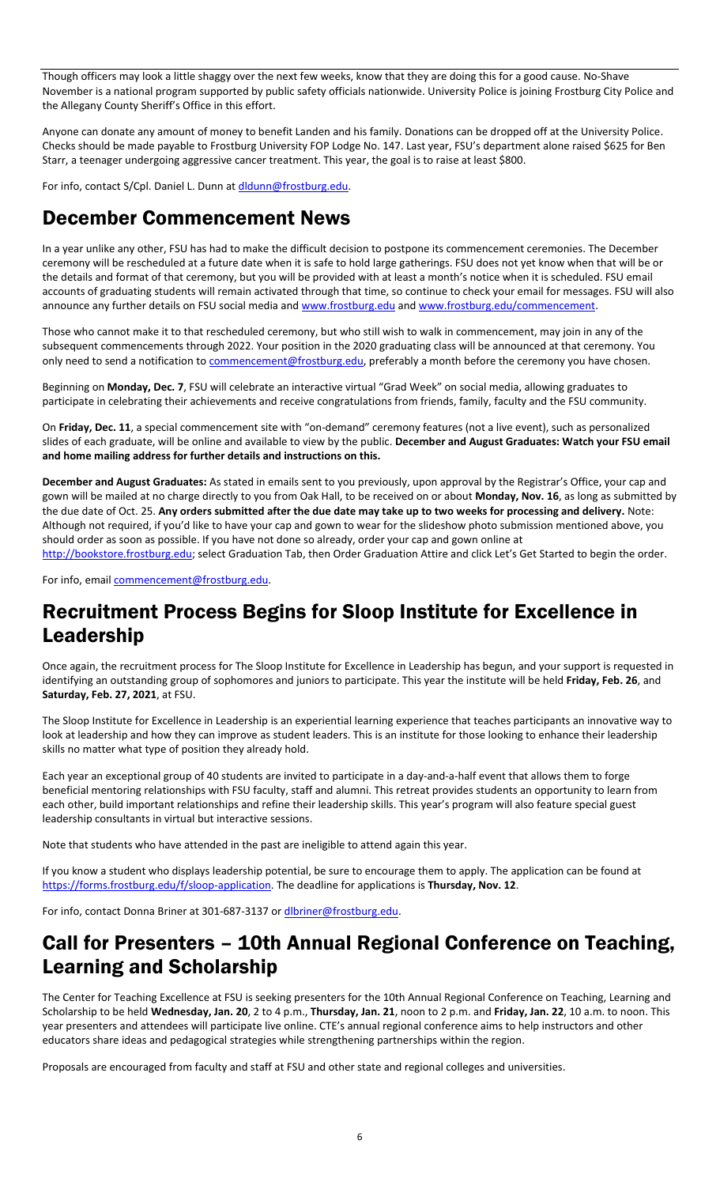Though officers may look a little shaggy over the next few weeks, know that they are doing this for a good cause. No-Shave November is a national program supported by public safety officials nationwide. University Police is joining Frostburg City Police and the Allegany County Sheriff's Office in this effort.

Anyone can donate any amount of money to benefit Landen and his family. Donations can be dropped off at the University Police. Checks should be made payable to Frostburg University FOP Lodge No. 147. Last year, FSU's department alone raised $625 for Ben Starr, a teenager undergoing aggressive cancer treatment. This year, the goal is to raise at least $800.

For info, contact S/Cpl. Daniel L. Dunn at dldunn@frostburg.edu.

## December Commencement News

In a year unlike any other, FSU has had to make the difficult decision to postpone its commencement ceremonies. The December ceremony will be rescheduled at a future date when it is safe to hold large gatherings. FSU does not yet know when that will be or the details and format of that ceremony, but you will be provided with at least a month's notice when it is scheduled. FSU email accounts of graduating students will remain activated through that time, so continue to check your email for messages. FSU will also announce any further details on FSU social media and www.frostburg.edu and www.frostburg.edu/commencement.

Those who cannot make it to that rescheduled ceremony, but who still wish to walk in commencement, may join in any of the subsequent commencements through 2022. Your position in the 2020 graduating class will be announced at that ceremony. You only need to send a notification to commencement@frostburg.edu, preferably a month before the ceremony you have chosen.

Beginning on **Monday, Dec. 7**, FSU will celebrate an interactive virtual "Grad Week" on social media, allowing graduates to participate in celebrating their achievements and receive congratulations from friends, family, faculty and the FSU community.

On **Friday, Dec. 11**, a special commencement site with "on-demand" ceremony features (not a live event), such as personalized slides of each graduate, will be online and available to view by the public. **December and August Graduates: Watch your FSU email and home mailing address for further details and instructions on this.**

**December and August Graduates:** As stated in emails sent to you previously, upon approval by the Registrar's Office, your cap and gown will be mailed at no charge directly to you from Oak Hall, to be received on or about **Monday, Nov. 16**, as long as submitted by the due date of Oct. 25. **Any orders submitted after the due date may take up to two weeks for processing and delivery.** Note: Although not required, if you'd like to have your cap and gown to wear for the slideshow photo submission mentioned above, you should order as soon as possible. If you have not done so already, order your cap and gown online at http://bookstore.frostburg.edu; select Graduation Tab, then Order Graduation Attire and click Let's Get Started to begin the order.

For info, email commencement@frostburg.edu.

## Recruitment Process Begins for Sloop Institute for Excellence in Leadership

Once again, the recruitment process for The Sloop Institute for Excellence in Leadership has begun, and your support is requested in identifying an outstanding group of sophomores and juniors to participate. This year the institute will be held **Friday, Feb. 26**, and **Saturday, Feb. 27, 2021**, at FSU.

The Sloop Institute for Excellence in Leadership is an experiential learning experience that teaches participants an innovative way to look at leadership and how they can improve as student leaders. This is an institute for those looking to enhance their leadership skills no matter what type of position they already hold.

Each year an exceptional group of 40 students are invited to participate in a day-and-a-half event that allows them to forge beneficial mentoring relationships with FSU faculty, staff and alumni. This retreat provides students an opportunity to learn from each other, build important relationships and refine their leadership skills. This year's program will also feature special guest leadership consultants in virtual but interactive sessions.

Note that students who have attended in the past are ineligible to attend again this year.

If you know a student who displays leadership potential, be sure to encourage them to apply. The application can be found at https://forms.frostburg.edu/f/sloop-application. The deadline for applications is **Thursday, Nov. 12**.

For info, contact Donna Briner at 301-687-3137 or dlbriner@frostburg.edu.

## Call for Presenters – 10th Annual Regional Conference on Teaching, Learning and Scholarship

The Center for Teaching Excellence at FSU is seeking presenters for the 10th Annual Regional Conference on Teaching, Learning and Scholarship to be held **Wednesday, Jan. 20**, 2 to 4 p.m., **Thursday, Jan. 21**, noon to 2 p.m. and **Friday, Jan. 22**, 10 a.m. to noon. This year presenters and attendees will participate live online. CTE's annual regional conference aims to help instructors and other educators share ideas and pedagogical strategies while strengthening partnerships within the region.

Proposals are encouraged from faculty and staff at FSU and other state and regional colleges and universities.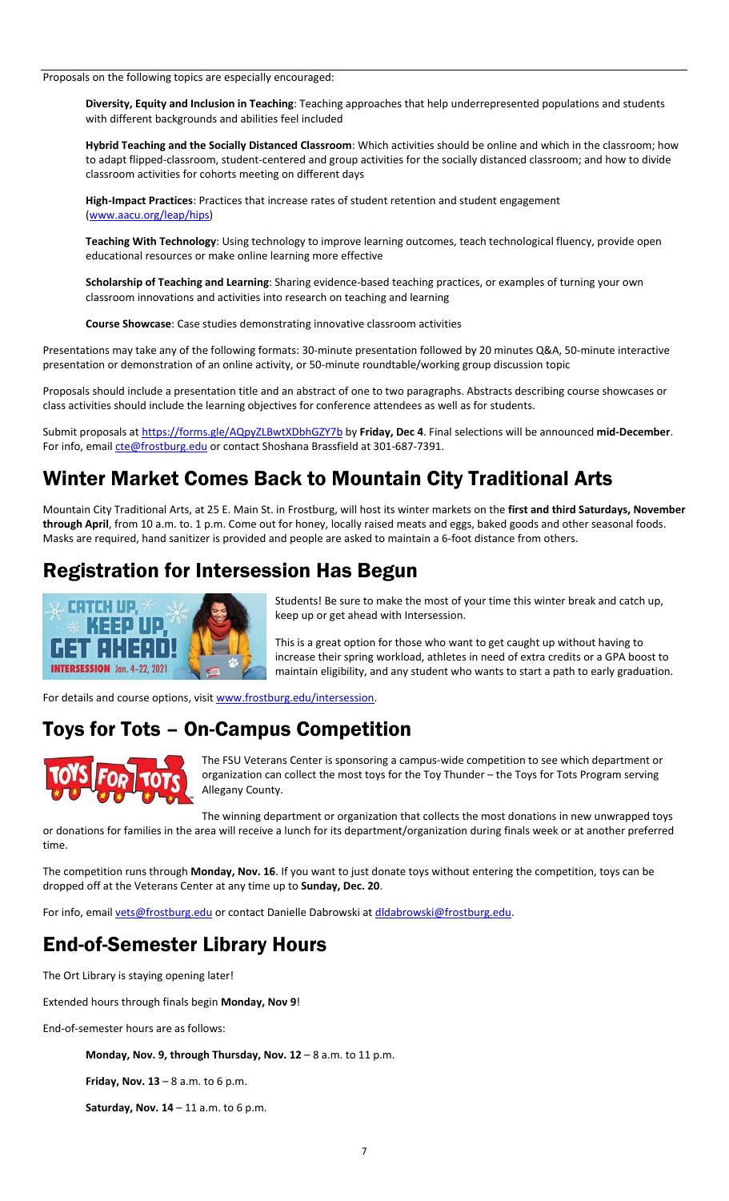Proposals on the following topics are especially encouraged:

**Diversity, Equity and Inclusion in Teaching**: Teaching approaches that help underrepresented populations and students with different backgrounds and abilities feel included

**Hybrid Teaching and the Socially Distanced Classroom**: Which activities should be online and which in the classroom; how to adapt flipped-classroom, student-centered and group activities for the socially distanced classroom; and how to divide classroom activities for cohorts meeting on different days

**High-Impact Practices**: Practices that increase rates of student retention and student engagement (www.aacu.org/leap/hips)

**Teaching With Technology**: Using technology to improve learning outcomes, teach technological fluency, provide open educational resources or make online learning more effective

**Scholarship of Teaching and Learning**: Sharing evidence-based teaching practices, or examples of turning your own classroom innovations and activities into research on teaching and learning

**Course Showcase**: Case studies demonstrating innovative classroom activities

Presentations may take any of the following formats: 30-minute presentation followed by 20 minutes Q&A, 50-minute interactive presentation or demonstration of an online activity, or 50-minute roundtable/working group discussion topic

Proposals should include a presentation title and an abstract of one to two paragraphs. Abstracts describing course showcases or class activities should include the learning objectives for conference attendees as well as for students.

Submit proposals at https://forms.gle/AQpyZLBwtXDbhGZY7b by **Friday, Dec 4**. Final selections will be announced **mid-December**. For info, email cte@frostburg.edu or contact Shoshana Brassfield at 301-687-7391.

## Winter Market Comes Back to Mountain City Traditional Arts

Mountain City Traditional Arts, at 25 E. Main St. in Frostburg, will host its winter markets on the **first and third Saturdays, November through April**, from 10 a.m. to. 1 p.m. Come out for honey, locally raised meats and eggs, baked goods and other seasonal foods. Masks are required, hand sanitizer is provided and people are asked to maintain a 6-foot distance from others.

## Registration for Intersession Has Begun

Students! Be sure to make the most of your time this winter break and catch up, keep up or get ahead with Intersession.

This is a great option for those who want to get caught up without having to increase their spring workload, athletes in need of extra credits or a GPA boost to maintain eligibility, and any student who wants to start a path to early graduation.

For details and course options, visit www.frostburg.edu/intersession.

## Toys for Tots – On-Campus Competition

The FSU Veterans Center is sponsoring a campus-wide competition to see which department or organization can collect the most toys for the Toy Thunder – the Toys for Tots Program serving Allegany County.

The winning department or organization that collects the most donations in new unwrapped toys or donations for families in the area will receive a lunch for its department/organization during finals week or at another preferred time.

The competition runs through **Monday, Nov. 16**. If you want to just donate toys without entering the competition, toys can be dropped off at the Veterans Center at any time up to **Sunday, Dec. 20**.

For info, email vets@frostburg.edu or contact Danielle Dabrowski at dldabrowski@frostburg.edu.

## End-of-Semester Library Hours

The Ort Library is staying opening later!

Extended hours through finals begin **Monday, Nov 9**!

End-of-semester hours are as follows:

**Monday, Nov. 9, through Thursday, Nov. 12** – 8 a.m. to 11 p.m.

**Friday, Nov. 13** – 8 a.m. to 6 p.m.

**Saturday, Nov. 14** – 11 a.m. to 6 p.m.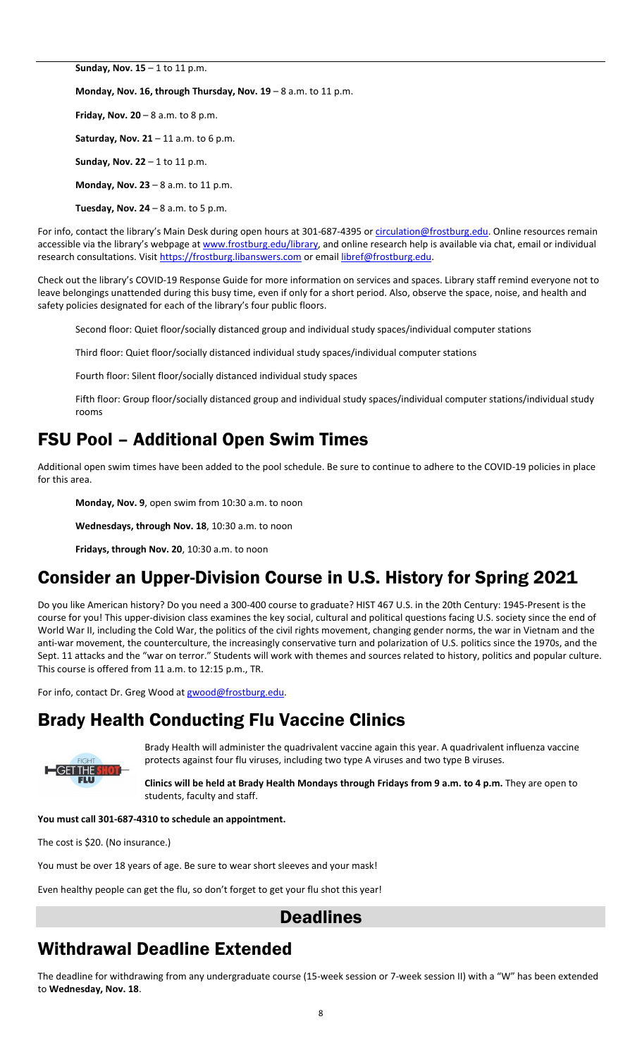**Sunday, Nov. 15** – 1 to 11 p.m.

**Monday, Nov. 16, through Thursday, Nov. 19** – 8 a.m. to 11 p.m.

**Friday, Nov. 20** – 8 a.m. to 8 p.m.

**Saturday, Nov. 21** – 11 a.m. to 6 p.m.

**Sunday, Nov. 22** – 1 to 11 p.m.

**Monday, Nov. 23** – 8 a.m. to 11 p.m.

**Tuesday, Nov. 24** – 8 a.m. to 5 p.m.

For info, contact the library's Main Desk during open hours at 301-687-4395 or circulation@frostburg.edu. Online resources remain accessible via the library's webpage at www.frostburg.edu/library, and online research help is available via chat, email or individual research consultations. Visit https://frostburg.libanswers.com or email libref@frostburg.edu.

Check out the library's COVID-19 Response Guide for more information on services and spaces. Library staff remind everyone not to leave belongings unattended during this busy time, even if only for a short period. Also, observe the space, noise, and health and safety policies designated for each of the library's four public floors.

Second floor: Quiet floor/socially distanced group and individual study spaces/individual computer stations

Third floor: Quiet floor/socially distanced individual study spaces/individual computer stations

Fourth floor: Silent floor/socially distanced individual study spaces

Fifth floor: Group floor/socially distanced group and individual study spaces/individual computer stations/individual study rooms

## FSU Pool – Additional Open Swim Times

Additional open swim times have been added to the pool schedule. Be sure to continue to adhere to the COVID-19 policies in place for this area.

**Monday, Nov. 9**, open swim from 10:30 a.m. to noon

**Wednesdays, through Nov. 18**, 10:30 a.m. to noon

**Fridays, through Nov. 20**, 10:30 a.m. to noon

## Consider an Upper-Division Course in U.S. History for Spring 2021

Do you like American history? Do you need a 300-400 course to graduate? HIST 467 U.S. in the 20th Century: 1945-Present is the course for you! This upper-division class examines the key social, cultural and political questions facing U.S. society since the end of World War II, including the Cold War, the politics of the civil rights movement, changing gender norms, the war in Vietnam and the anti-war movement, the counterculture, the increasingly conservative turn and polarization of U.S. politics since the 1970s, and the Sept. 11 attacks and the "war on terror." Students will work with themes and sources related to history, politics and popular culture. This course is offered from 11 a.m. to 12:15 p.m., TR.

For info, contact Dr. Greg Wood at gwood@frostburg.edu.

## Brady Health Conducting Flu Vaccine Clinics

Brady Health will administer the quadrivalent vaccine again this year. A quadrivalent influenza vaccine protects against four flu viruses, including two type A viruses and two type B viruses.

**Clinics will be held at Brady Health Mondays through Fridays from 9 a.m. to 4 p.m.** They are open to students, faculty and staff.

**You must call 301-687-4310 to schedule an appointment.**

The cost is $20. (No insurance.)

You must be over 18 years of age. Be sure to wear short sleeves and your mask!

Even healthy people can get the flu, so don't forget to get your flu shot this year!

# Deadlines

## Withdrawal Deadline Extended

The deadline for withdrawing from any undergraduate course (15-week session or 7-week session II) with a "W" has been extended to **Wednesday, Nov. 18**.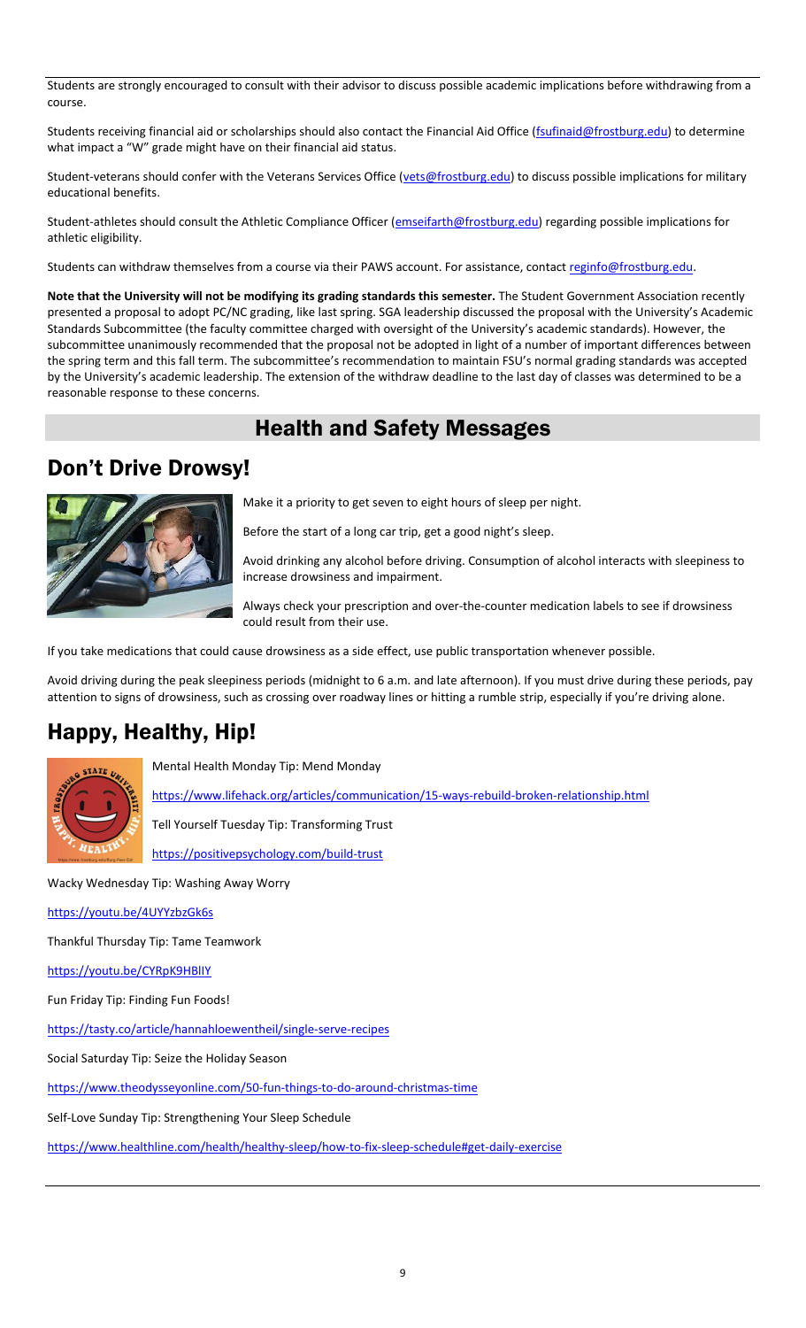Students are strongly encouraged to consult with their advisor to discuss possible academic implications before withdrawing from a course.

Students receiving financial aid or scholarships should also contact the Financial Aid Office (fsufinaid@frostburg.edu) to determine what impact a "W" grade might have on their financial aid status.

Student-veterans should confer with the Veterans Services Office (vets@frostburg.edu) to discuss possible implications for military educational benefits.

Student-athletes should consult the Athletic Compliance Officer (emseifarth@frostburg.edu) regarding possible implications for athletic eligibility.

Students can withdraw themselves from a course via their PAWS account. For assistance, contact reginfo@frostburg.edu.

**Note that the University will not be modifying its grading standards this semester.** The Student Government Association recently presented a proposal to adopt PC/NC grading, like last spring. SGA leadership discussed the proposal with the University's Academic Standards Subcommittee (the faculty committee charged with oversight of the University's academic standards). However, the subcommittee unanimously recommended that the proposal not be adopted in light of a number of important differences between the spring term and this fall term. The subcommittee's recommendation to maintain FSU's normal grading standards was accepted by the University's academic leadership. The extension of the withdraw deadline to the last day of classes was determined to be a reasonable response to these concerns.

# Health and Safety Messages

## Don't Drive Drowsy!

Make it a priority to get seven to eight hours of sleep per night.

Before the start of a long car trip, get a good night's sleep.

Avoid drinking any alcohol before driving. Consumption of alcohol interacts with sleepiness to increase drowsiness and impairment.

Always check your prescription and over-the-counter medication labels to see if drowsiness could result from their use.

If you take medications that could cause drowsiness as a side effect, use public transportation whenever possible.

Avoid driving during the peak sleepiness periods (midnight to 6 a.m. and late afternoon). If you must drive during these periods, pay attention to signs of drowsiness, such as crossing over roadway lines or hitting a rumble strip, especially if you're driving alone.

## Happy, Healthy, Hip!

Mental Health Monday Tip: Mend Monday

https://www.lifehack.org/articles/communication/15-ways-rebuild-broken-relationship.html

Tell Yourself Tuesday Tip: Transforming Trust

https://positivepsychology.com/build-trust

Wacky Wednesday Tip: Washing Away Worry

https://youtu.be/4UYYzbzGk6s

Thankful Thursday Tip: Tame Teamwork

https://youtu.be/CYRpK9HBlIY

Fun Friday Tip: Finding Fun Foods!

https://tasty.co/article/hannahloewentheil/single-serve-recipes

Social Saturday Tip: Seize the Holiday Season

https://www.theodysseyonline.com/50-fun-things-to-do-around-christmas-time

Self-Love Sunday Tip: Strengthening Your Sleep Schedule

https://www.healthline.com/health/healthy-sleep/how-to-fix-sleep-schedule#get-daily-exercise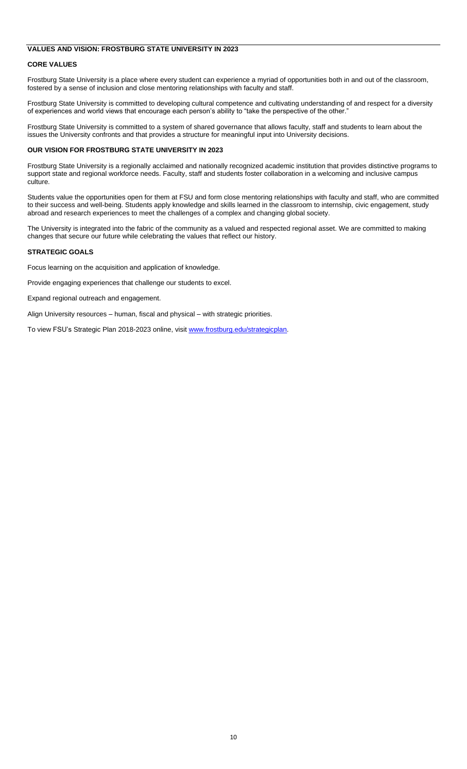## VALUES AND VISION: FROSTBURG STATE UNIVERSITY IN 2023

### CORE VALUES

Frostburg State University is a place where every student can experience a myriad of opportunities both in and out of the classroom, fostered by a sense of inclusion and close mentoring relationships with faculty and staff.

Frostburg State University is committed to developing cultural competence and cultivating understanding of and respect for a diversity of experiences and world views that encourage each person's ability to "take the perspective of the other."

Frostburg State University is committed to a system of shared governance that allows faculty, staff and students to learn about the issues the University confronts and that provides a structure for meaningful input into University decisions.

### OUR VISION FOR FROSTBURG STATE UNIVERSITY IN 2023

Frostburg State University is a regionally acclaimed and nationally recognized academic institution that provides distinctive programs to support state and regional workforce needs. Faculty, staff and students foster collaboration in a welcoming and inclusive campus culture.

Students value the opportunities open for them at FSU and form close mentoring relationships with faculty and staff, who are committed to their success and well-being. Students apply knowledge and skills learned in the classroom to internship, civic engagement, study abroad and research experiences to meet the challenges of a complex and changing global society.

The University is integrated into the fabric of the community as a valued and respected regional asset. We are committed to making changes that secure our future while celebrating the values that reflect our history.

### STRATEGIC GOALS

Focus learning on the acquisition and application of knowledge.

Provide engaging experiences that challenge our students to excel.

Expand regional outreach and engagement.

Align University resources – human, fiscal and physical – with strategic priorities.

To view FSU's Strategic Plan 2018-2023 online, visit [www.frostburg.edu/strategicplan](http://www.frostburg.edu/strategicplan).